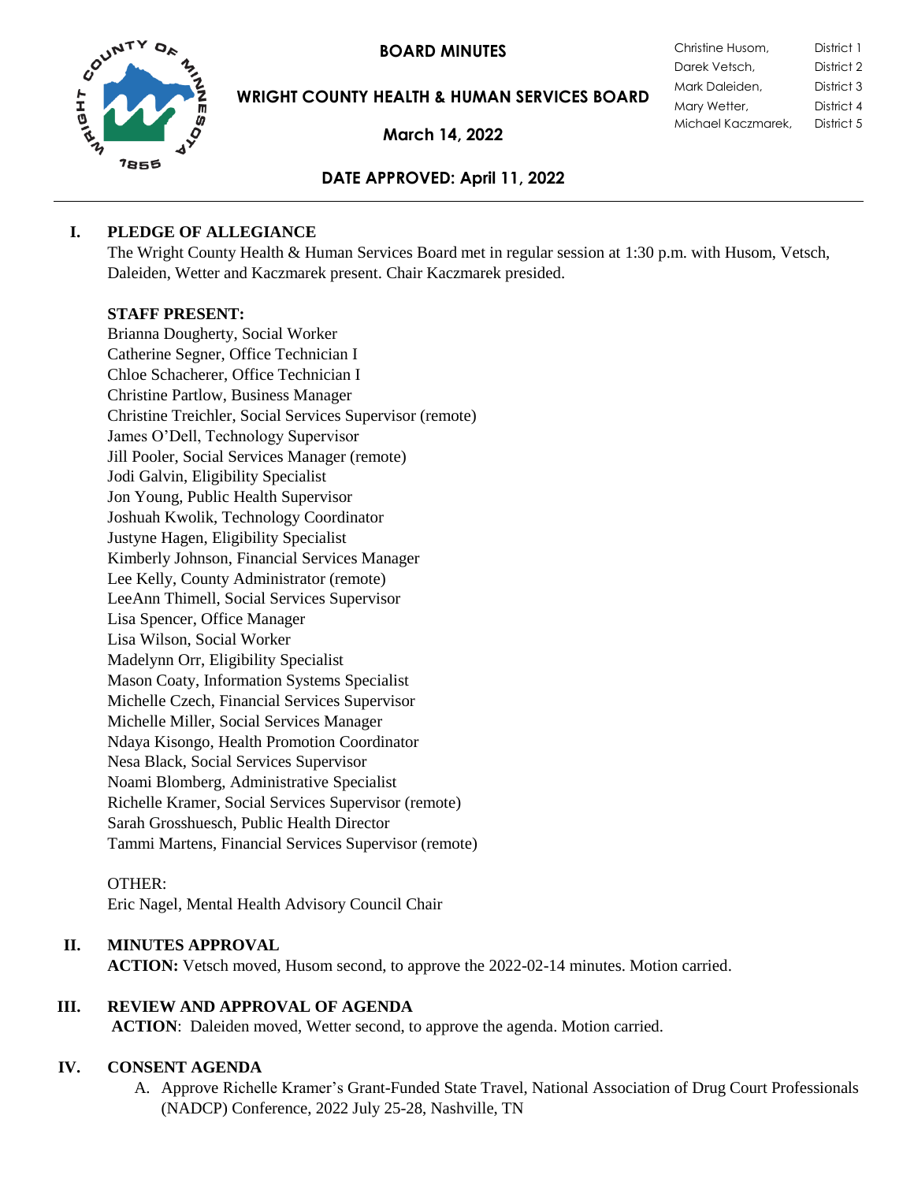# BOARD MINUTES

## WRIGHT COUNTY HEALTH & HUMAN SERVICES BOARD

**March 14, 2022**

| | |
|---|---|
| Christine Husom, | District 1 |
| Darek Vetsch, | District 2 |
| Mark Daleiden, | District 3 |
| Mary Wetter, | District 4 |
| Michael Kaczmarek, | District 5 |

**DATE APPROVED: April 11, 2022**

---

## I. PLEDGE OF ALLEGIANCE

The Wright County Health & Human Services Board met in regular session at 1:30 p.m. with Husom, Vetsch, Daleiden, Wetter and Kaczmarek present. Chair Kaczmarek presided.

**STAFF PRESENT:**

Brianna Dougherty, Social Worker
Catherine Segner, Office Technician I
Chloe Schacherer, Office Technician I
Christine Partlow, Business Manager
Christine Treichler, Social Services Supervisor (remote)
James O'Dell, Technology Supervisor
Jill Pooler, Social Services Manager (remote)
Jodi Galvin, Eligibility Specialist
Jon Young, Public Health Supervisor
Joshuah Kwolik, Technology Coordinator
Justyne Hagen, Eligibility Specialist
Kimberly Johnson, Financial Services Manager
Lee Kelly, County Administrator (remote)
LeeAnn Thimell, Social Services Supervisor
Lisa Spencer, Office Manager
Lisa Wilson, Social Worker
Madelynn Orr, Eligibility Specialist
Mason Coaty, Information Systems Specialist
Michelle Czech, Financial Services Supervisor
Michelle Miller, Social Services Manager
Ndaya Kisongo, Health Promotion Coordinator
Nesa Black, Social Services Supervisor
Noami Blomberg, Administrative Specialist
Richelle Kramer, Social Services Supervisor (remote)
Sarah Grosshuesch, Public Health Director
Tammi Martens, Financial Services Supervisor (remote)

OTHER:
Eric Nagel, Mental Health Advisory Council Chair

## II. MINUTES APPROVAL

**ACTION:** Vetsch moved, Husom second, to approve the 2022-02-14 minutes. Motion carried.

## III. REVIEW AND APPROVAL OF AGENDA

**ACTION**: Daleiden moved, Wetter second, to approve the agenda. Motion carried.

## IV. CONSENT AGENDA

A. Approve Richelle Kramer's Grant-Funded State Travel, National Association of Drug Court Professionals (NADCP) Conference, 2022 July 25-28, Nashville, TN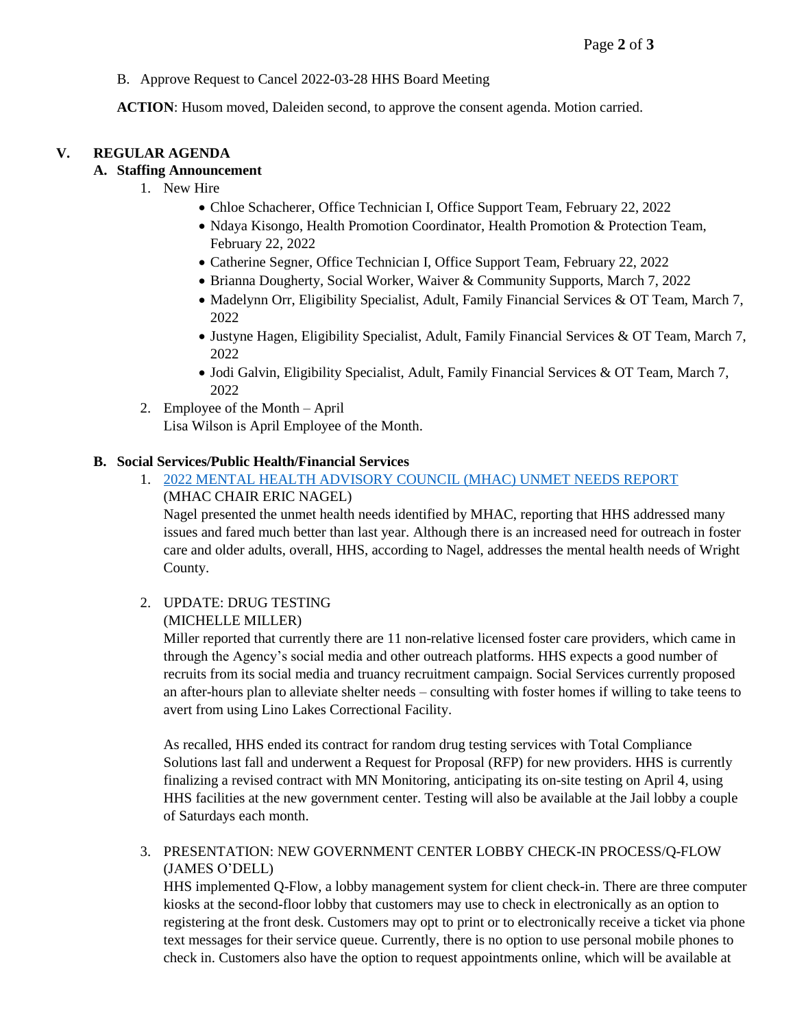B. Approve Request to Cancel 2022-03-28 HHS Board Meeting

**ACTION**: Husom moved, Daleiden second, to approve the consent agenda. Motion carried.

## V. REGULAR AGENDA

### A. Staffing Announcement

1. New Hire
   - Chloe Schacherer, Office Technician I, Office Support Team, February 22, 2022
   - Ndaya Kisongo, Health Promotion Coordinator, Health Promotion & Protection Team, February 22, 2022
   - Catherine Segner, Office Technician I, Office Support Team, February 22, 2022
   - Brianna Dougherty, Social Worker, Waiver & Community Supports, March 7, 2022
   - Madelynn Orr, Eligibility Specialist, Adult, Family Financial Services & OT Team, March 7, 2022
   - Justyne Hagen, Eligibility Specialist, Adult, Family Financial Services & OT Team, March 7, 2022
   - Jodi Galvin, Eligibility Specialist, Adult, Family Financial Services & OT Team, March 7, 2022
2. Employee of the Month – April
   Lisa Wilson is April Employee of the Month.

### B. Social Services/Public Health/Financial Services

1. 2022 MENTAL HEALTH ADVISORY COUNCIL (MHAC) UNMET NEEDS REPORT
   (MHAC CHAIR ERIC NAGEL)
   Nagel presented the unmet health needs identified by MHAC, reporting that HHS addressed many issues and fared much better than last year. Although there is an increased need for outreach in foster care and older adults, overall, HHS, according to Nagel, addresses the mental health needs of Wright County.

2. UPDATE: DRUG TESTING
   (MICHELLE MILLER)
   Miller reported that currently there are 11 non-relative licensed foster care providers, which came in through the Agency's social media and other outreach platforms. HHS expects a good number of recruits from its social media and truancy recruitment campaign. Social Services currently proposed an after-hours plan to alleviate shelter needs – consulting with foster homes if willing to take teens to avert from using Lino Lakes Correctional Facility.

   As recalled, HHS ended its contract for random drug testing services with Total Compliance Solutions last fall and underwent a Request for Proposal (RFP) for new providers. HHS is currently finalizing a revised contract with MN Monitoring, anticipating its on-site testing on April 4, using HHS facilities at the new government center. Testing will also be available at the Jail lobby a couple of Saturdays each month.

3. PRESENTATION: NEW GOVERNMENT CENTER LOBBY CHECK-IN PROCESS/Q-FLOW
   (JAMES O'DELL)
   HHS implemented Q-Flow, a lobby management system for client check-in. There are three computer kiosks at the second-floor lobby that customers may use to check in electronically as an option to registering at the front desk. Customers may opt to print or to electronically receive a ticket via phone text messages for their service queue. Currently, there is no option to use personal mobile phones to check in. Customers also have the option to request appointments online, which will be available at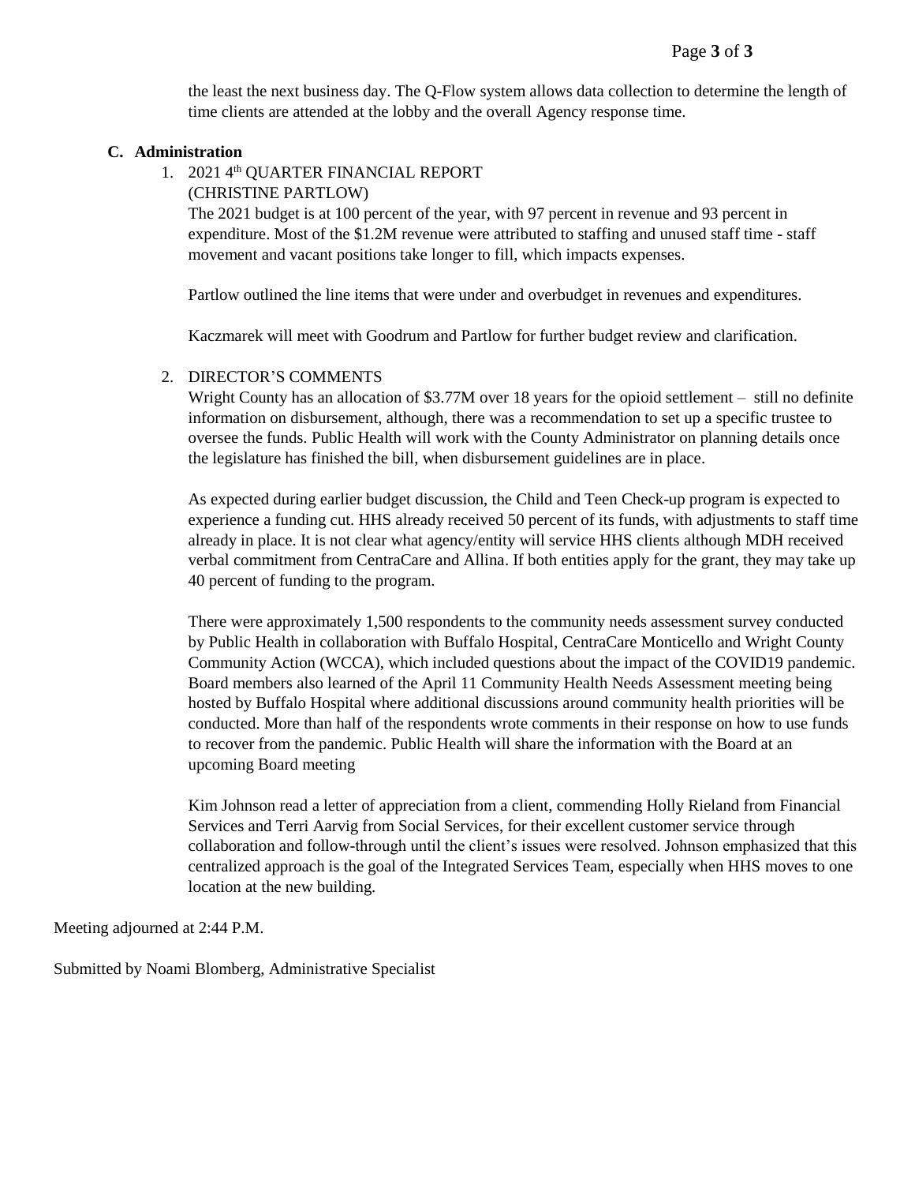the least the next business day. The Q-Flow system allows data collection to determine the length of time clients are attended at the lobby and the overall Agency response time.

## C. Administration

1. 2021 4th QUARTER FINANCIAL REPORT
   (CHRISTINE PARTLOW)
   The 2021 budget is at 100 percent of the year, with 97 percent in revenue and 93 percent in expenditure. Most of the $1.2M revenue were attributed to staffing and unused staff time - staff movement and vacant positions take longer to fill, which impacts expenses.

   Partlow outlined the line items that were under and overbudget in revenues and expenditures.

   Kaczmarek will meet with Goodrum and Partlow for further budget review and clarification.

2. DIRECTOR'S COMMENTS
   Wright County has an allocation of $3.77M over 18 years for the opioid settlement – still no definite information on disbursement, although, there was a recommendation to set up a specific trustee to oversee the funds. Public Health will work with the County Administrator on planning details once the legislature has finished the bill, when disbursement guidelines are in place.

   As expected during earlier budget discussion, the Child and Teen Check-up program is expected to experience a funding cut. HHS already received 50 percent of its funds, with adjustments to staff time already in place. It is not clear what agency/entity will service HHS clients although MDH received verbal commitment from CentraCare and Allina. If both entities apply for the grant, they may take up 40 percent of funding to the program.

   There were approximately 1,500 respondents to the community needs assessment survey conducted by Public Health in collaboration with Buffalo Hospital, CentraCare Monticello and Wright County Community Action (WCCA), which included questions about the impact of the COVID19 pandemic. Board members also learned of the April 11 Community Health Needs Assessment meeting being hosted by Buffalo Hospital where additional discussions around community health priorities will be conducted. More than half of the respondents wrote comments in their response on how to use funds to recover from the pandemic. Public Health will share the information with the Board at an upcoming Board meeting

   Kim Johnson read a letter of appreciation from a client, commending Holly Rieland from Financial Services and Terri Aarvig from Social Services, for their excellent customer service through collaboration and follow-through until the client's issues were resolved. Johnson emphasized that this centralized approach is the goal of the Integrated Services Team, especially when HHS moves to one location at the new building.

Meeting adjourned at 2:44 P.M.

Submitted by Noami Blomberg, Administrative Specialist